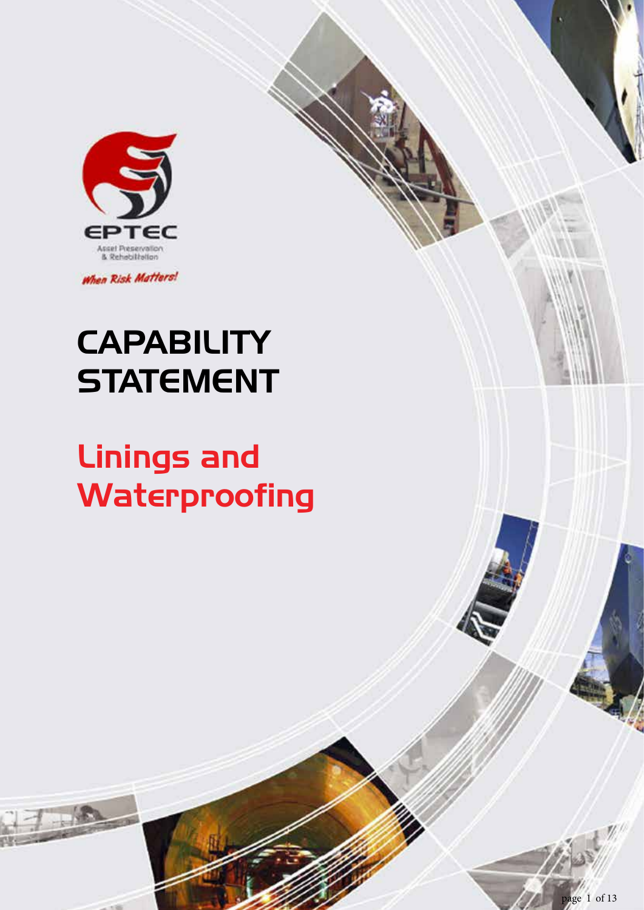EPTEC

Asset Preservation & Rehabilitation

*When Risk Matters!*

# CAPABILITY STATEMENT

# Linings and Waterproofing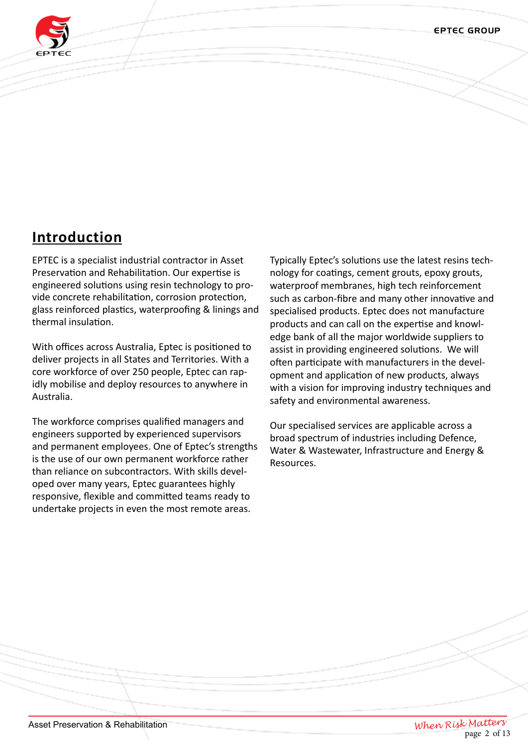## Introduction

EPTEC is a specialist industrial contractor in Asset Preservation and Rehabilitation. Our expertise is engineered solutions using resin technology to provide concrete rehabilitation, corrosion protection, glass reinforced plastics, waterproofing & linings and thermal insulation.

With offices across Australia, Eptec is positioned to deliver projects in all States and Territories. With a core workforce of over 250 people, Eptec can rapidly mobilise and deploy resources to anywhere in Australia.

The workforce comprises qualified managers and engineers supported by experienced supervisors and permanent employees. One of Eptec's strengths is the use of our own permanent workforce rather than reliance on subcontractors. With skills developed over many years, Eptec guarantees highly responsive, flexible and committed teams ready to undertake projects in even the most remote areas.

Typically Eptec's solutions use the latest resins technology for coatings, cement grouts, epoxy grouts, waterproof membranes, high tech reinforcement such as carbon-fibre and many other innovative and specialised products. Eptec does not manufacture products and can call on the expertise and knowledge bank of all the major worldwide suppliers to assist in providing engineered solutions. We will often participate with manufacturers in the development and application of new products, always with a vision for improving industry techniques and safety and environmental awareness.

Our specialised services are applicable across a broad spectrum of industries including Defence, Water & Wastewater, Infrastructure and Energy & Resources.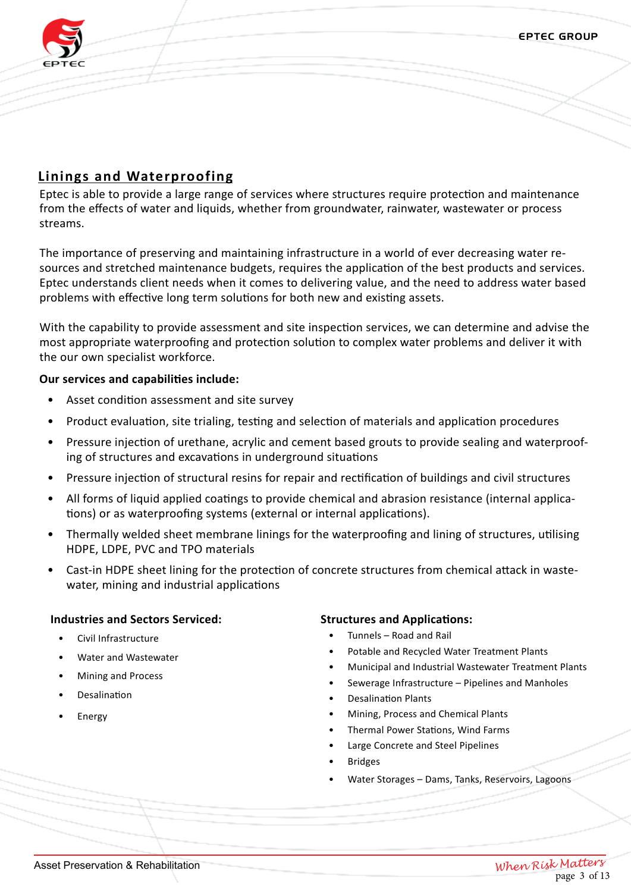## Linings and Waterproofing

Eptec is able to provide a large range of services where structures require protection and maintenance from the effects of water and liquids, whether from groundwater, rainwater, wastewater or process streams.

The importance of preserving and maintaining infrastructure in a world of ever decreasing water resources and stretched maintenance budgets, requires the application of the best products and services. Eptec understands client needs when it comes to delivering value, and the need to address water based problems with effective long term solutions for both new and existing assets.

With the capability to provide assessment and site inspection services, we can determine and advise the most appropriate waterproofing and protection solution to complex water problems and deliver it with the our own specialist workforce.

**Our services and capabilities include:**

- Asset condition assessment and site survey
- Product evaluation, site trialing, testing and selection of materials and application procedures
- Pressure injection of urethane, acrylic and cement based grouts to provide sealing and waterproofing of structures and excavations in underground situations
- Pressure injection of structural resins for repair and rectification of buildings and civil structures
- All forms of liquid applied coatings to provide chemical and abrasion resistance (internal applications) or as waterproofing systems (external or internal applications).
- Thermally welded sheet membrane linings for the waterproofing and lining of structures, utilising HDPE, LDPE, PVC and TPO materials
- Cast-in HDPE sheet lining for the protection of concrete structures from chemical attack in wastewater, mining and industrial applications

**Industries and Sectors Serviced:**

- Civil Infrastructure
- Water and Wastewater
- Mining and Process
- Desalination
- Energy

**Structures and Applications:**

- Tunnels – Road and Rail
- Potable and Recycled Water Treatment Plants
- Municipal and Industrial Wastewater Treatment Plants
- Sewerage Infrastructure – Pipelines and Manholes
- Desalination Plants
- Mining, Process and Chemical Plants
- Thermal Power Stations, Wind Farms
- Large Concrete and Steel Pipelines
- Bridges
- Water Storages – Dams, Tanks, Reservoirs, Lagoons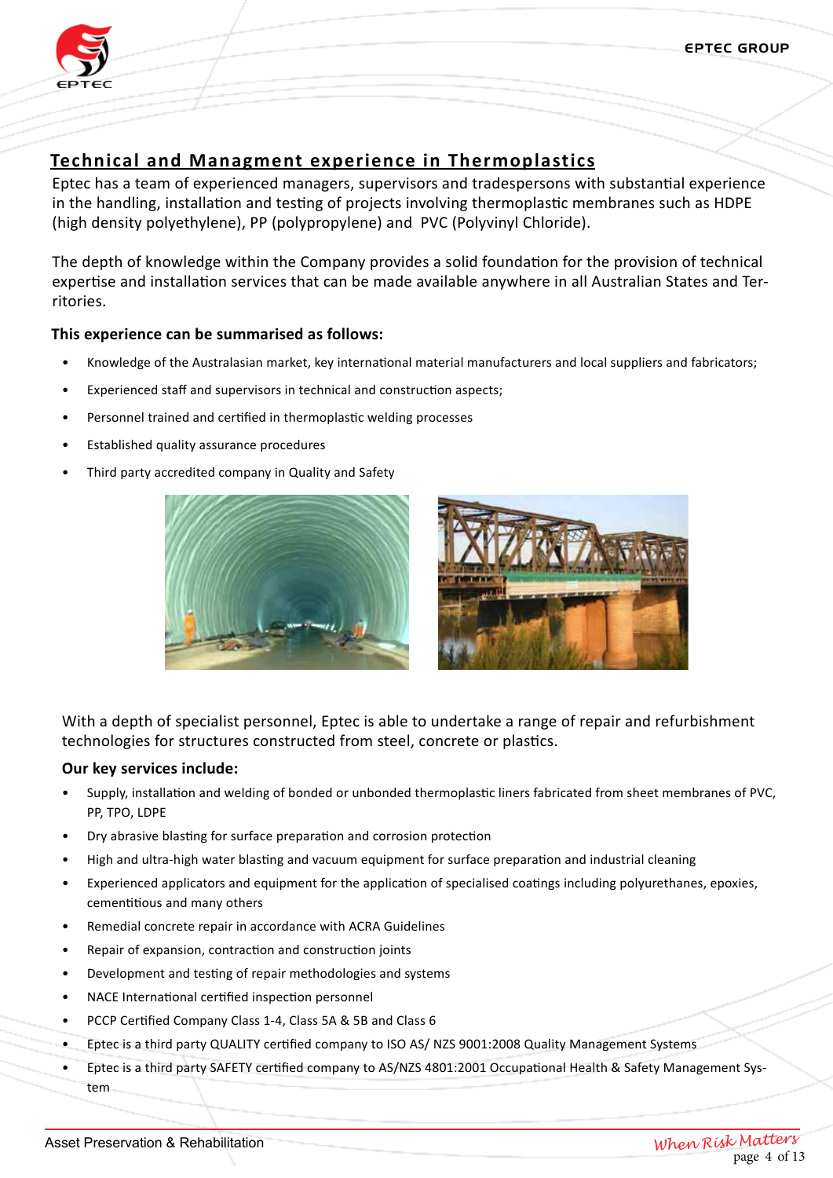## Technical and Managment experience in Thermoplastics

Eptec has a team of experienced managers, supervisors and tradespersons with substantial experience in the handling, installation and testing of projects involving thermoplastic membranes such as HDPE (high density polyethylene), PP (polypropylene) and PVC (Polyvinyl Chloride).

The depth of knowledge within the Company provides a solid foundation for the provision of technical expertise and installation services that can be made available anywhere in all Australian States and Territories.

**This experience can be summarised as follows:**

- Knowledge of the Australasian market, key international material manufacturers and local suppliers and fabricators;
- Experienced staff and supervisors in technical and construction aspects;
- Personnel trained and certified in thermoplastic welding processes
- Established quality assurance procedures
- Third party accredited company in Quality and Safety

With a depth of specialist personnel, Eptec is able to undertake a range of repair and refurbishment technologies for structures constructed from steel, concrete or plastics.

**Our key services include:**

- Supply, installation and welding of bonded or unbonded thermoplastic liners fabricated from sheet membranes of PVC, PP, TPO, LDPE
- Dry abrasive blasting for surface preparation and corrosion protection
- High and ultra-high water blasting and vacuum equipment for surface preparation and industrial cleaning
- Experienced applicators and equipment for the application of specialised coatings including polyurethanes, epoxies, cementitious and many others
- Remedial concrete repair in accordance with ACRA Guidelines
- Repair of expansion, contraction and construction joints
- Development and testing of repair methodologies and systems
- NACE International certified inspection personnel
- PCCP Certified Company Class 1-4, Class 5A & 5B and Class 6
- Eptec is a third party QUALITY certified company to ISO AS/ NZS 9001:2008 Quality Management Systems
- Eptec is a third party SAFETY certified company to AS/NZS 4801:2001 Occupational Health & Safety Management System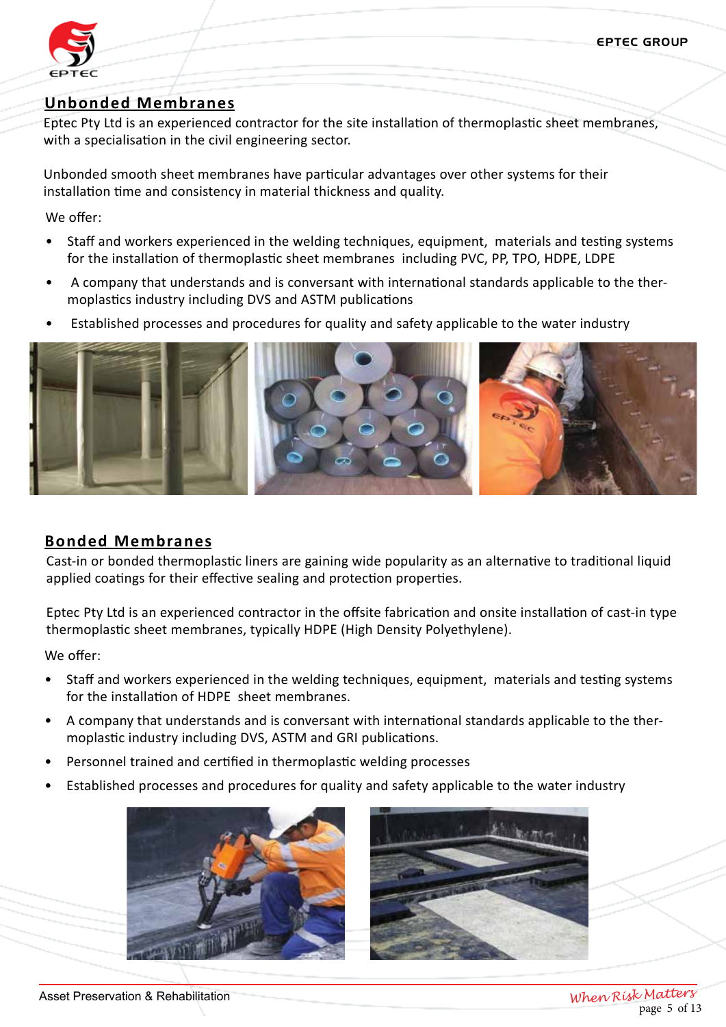## Unbonded Membranes

Eptec Pty Ltd is an experienced contractor for the site installation of thermoplastic sheet membranes, with a specialisation in the civil engineering sector.

Unbonded smooth sheet membranes have particular advantages over other systems for their installation time and consistency in material thickness and quality.

We offer:

- Staff and workers experienced in the welding techniques, equipment, materials and testing systems for the installation of thermoplastic sheet membranes including PVC, PP, TPO, HDPE, LDPE
- A company that understands and is conversant with international standards applicable to the thermoplastics industry including DVS and ASTM publications
- Established processes and procedures for quality and safety applicable to the water industry

## Bonded Membranes

Cast-in or bonded thermoplastic liners are gaining wide popularity as an alternative to traditional liquid applied coatings for their effective sealing and protection properties.

Eptec Pty Ltd is an experienced contractor in the offsite fabrication and onsite installation of cast-in type thermoplastic sheet membranes, typically HDPE (High Density Polyethylene).

We offer:

- Staff and workers experienced in the welding techniques, equipment, materials and testing systems for the installation of HDPE sheet membranes.
- A company that understands and is conversant with international standards applicable to the thermoplastic industry including DVS, ASTM and GRI publications.
- Personnel trained and certified in thermoplastic welding processes
- Established processes and procedures for quality and safety applicable to the water industry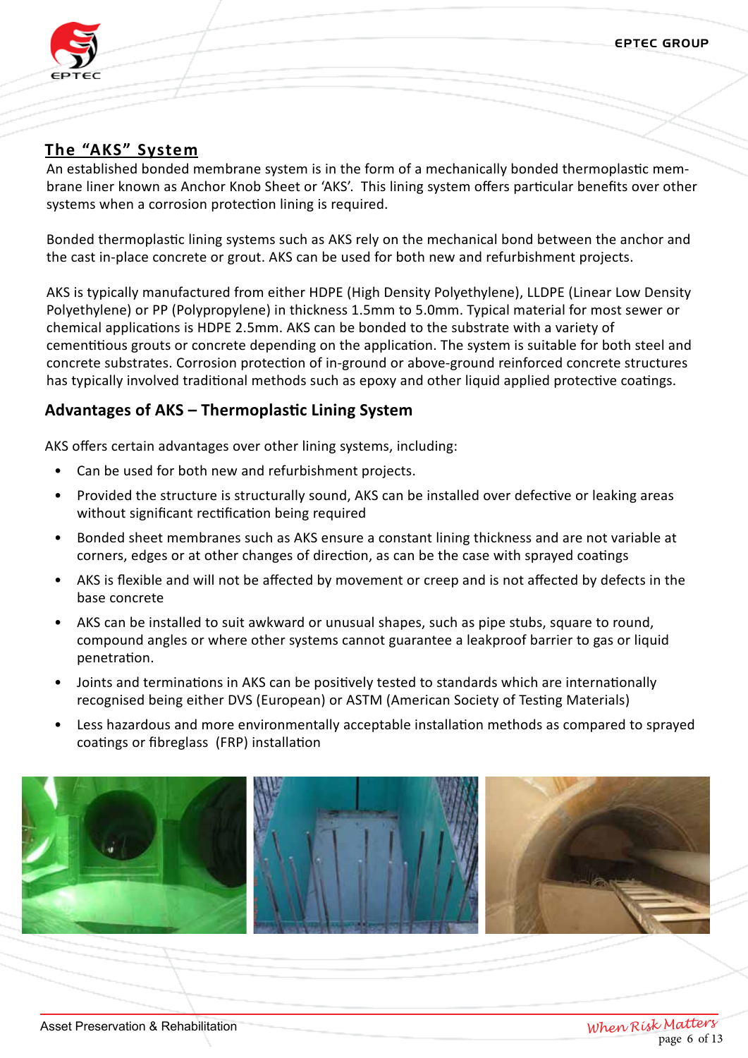## The "AKS" System

An established bonded membrane system is in the form of a mechanically bonded thermoplastic membrane liner known as Anchor Knob Sheet or 'AKS'. This lining system offers particular benefits over other systems when a corrosion protection lining is required.

Bonded thermoplastic lining systems such as AKS rely on the mechanical bond between the anchor and the cast in-place concrete or grout. AKS can be used for both new and refurbishment projects.

AKS is typically manufactured from either HDPE (High Density Polyethylene), LLDPE (Linear Low Density Polyethylene) or PP (Polypropylene) in thickness 1.5mm to 5.0mm. Typical material for most sewer or chemical applications is HDPE 2.5mm. AKS can be bonded to the substrate with a variety of cementitious grouts or concrete depending on the application. The system is suitable for both steel and concrete substrates. Corrosion protection of in-ground or above-ground reinforced concrete structures has typically involved traditional methods such as epoxy and other liquid applied protective coatings.

### Advantages of AKS – Thermoplastic Lining System

AKS offers certain advantages over other lining systems, including:

- Can be used for both new and refurbishment projects.
- Provided the structure is structurally sound, AKS can be installed over defective or leaking areas without significant rectification being required
- Bonded sheet membranes such as AKS ensure a constant lining thickness and are not variable at corners, edges or at other changes of direction, as can be the case with sprayed coatings
- AKS is flexible and will not be affected by movement or creep and is not affected by defects in the base concrete
- AKS can be installed to suit awkward or unusual shapes, such as pipe stubs, square to round, compound angles or where other systems cannot guarantee a leakproof barrier to gas or liquid penetration.
- Joints and terminations in AKS can be positively tested to standards which are internationally recognised being either DVS (European) or ASTM (American Society of Testing Materials)
- Less hazardous and more environmentally acceptable installation methods as compared to sprayed coatings or fibreglass (FRP) installation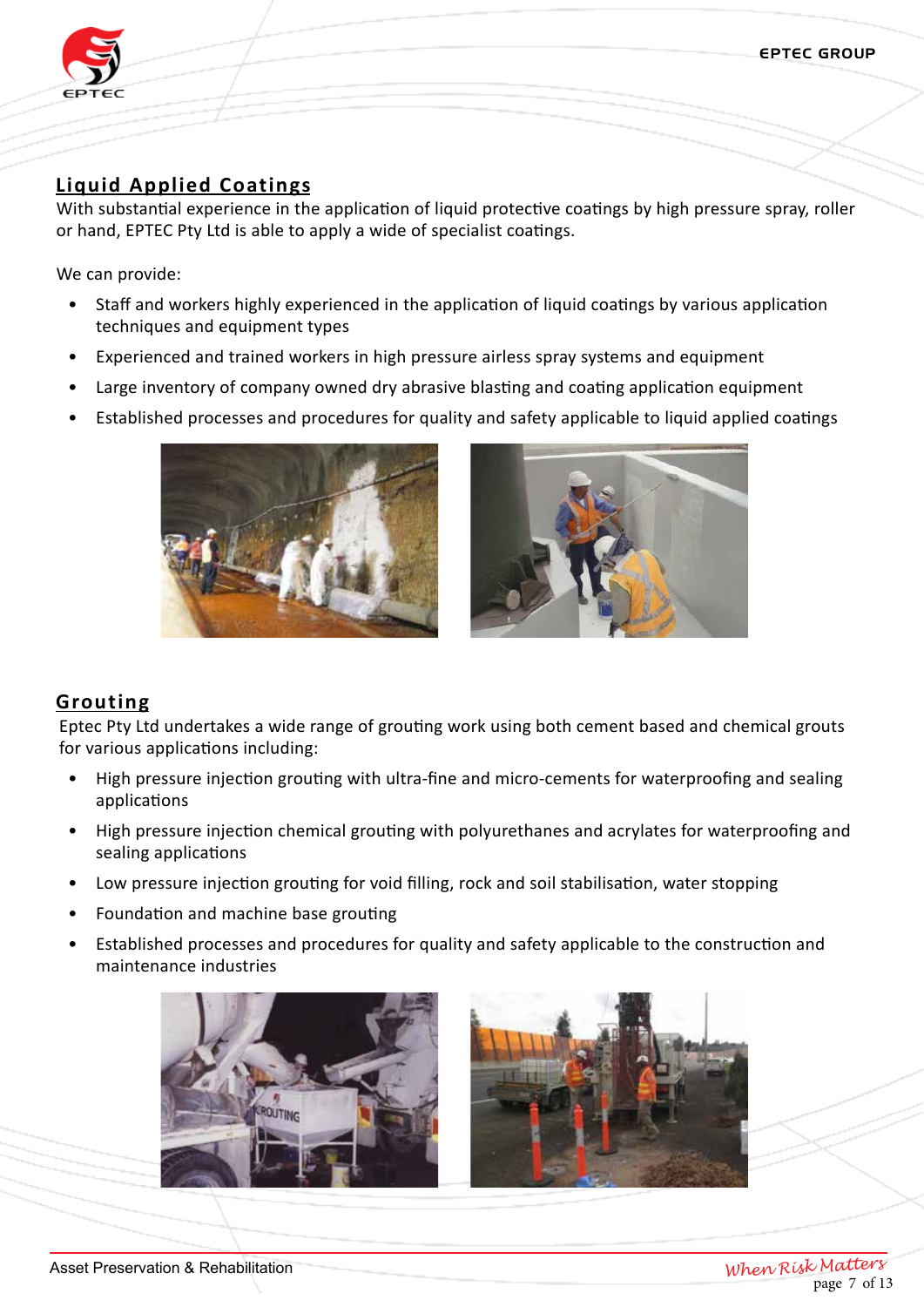## Liquid Applied Coatings

With substantial experience in the application of liquid protective coatings by high pressure spray, roller or hand, EPTEC Pty Ltd is able to apply a wide of specialist coatings.

We can provide:

- Staff and workers highly experienced in the application of liquid coatings by various application techniques and equipment types
- Experienced and trained workers in high pressure airless spray systems and equipment
- Large inventory of company owned dry abrasive blasting and coating application equipment
- Established processes and procedures for quality and safety applicable to liquid applied coatings

## Grouting

Eptec Pty Ltd undertakes a wide range of grouting work using both cement based and chemical grouts for various applications including:

- High pressure injection grouting with ultra-fine and micro-cements for waterproofing and sealing applications
- High pressure injection chemical grouting with polyurethanes and acrylates for waterproofing and sealing applications
- Low pressure injection grouting for void filling, rock and soil stabilisation, water stopping
- Foundation and machine base grouting
- Established processes and procedures for quality and safety applicable to the construction and maintenance industries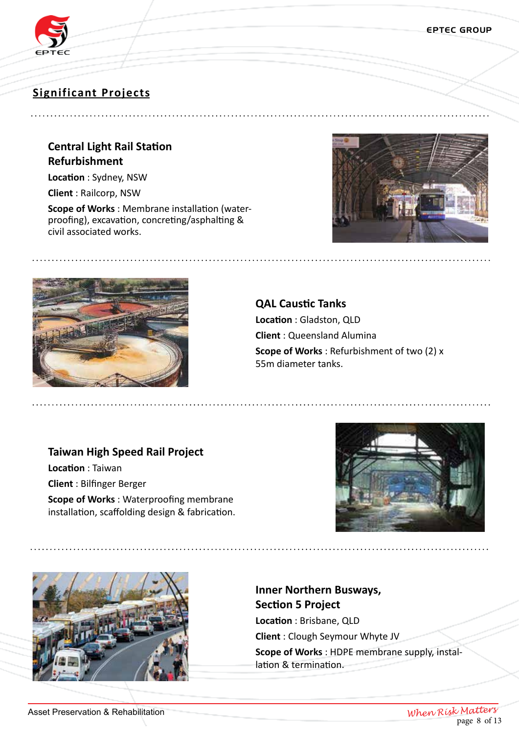## Significant Projects

### Central Light Rail Station Refurbishment

**Location** : Sydney, NSW

**Client** : Railcorp, NSW

**Scope of Works** : Membrane installation (waterproofing), excavation, concreting/asphalting & civil associated works.

### QAL Caustic Tanks

**Location** : Gladston, QLD

**Client** : Queensland Alumina

**Scope of Works** : Refurbishment of two (2) x 55m diameter tanks.

### Taiwan High Speed Rail Project

**Location** : Taiwan

**Client** : Bilfinger Berger

**Scope of Works** : Waterproofing membrane installation, scaffolding design & fabrication.

### Inner Northern Busways, Section 5 Project

**Location** : Brisbane, QLD

**Client** : Clough Seymour Whyte JV

**Scope of Works** : HDPE membrane supply, installation & termination.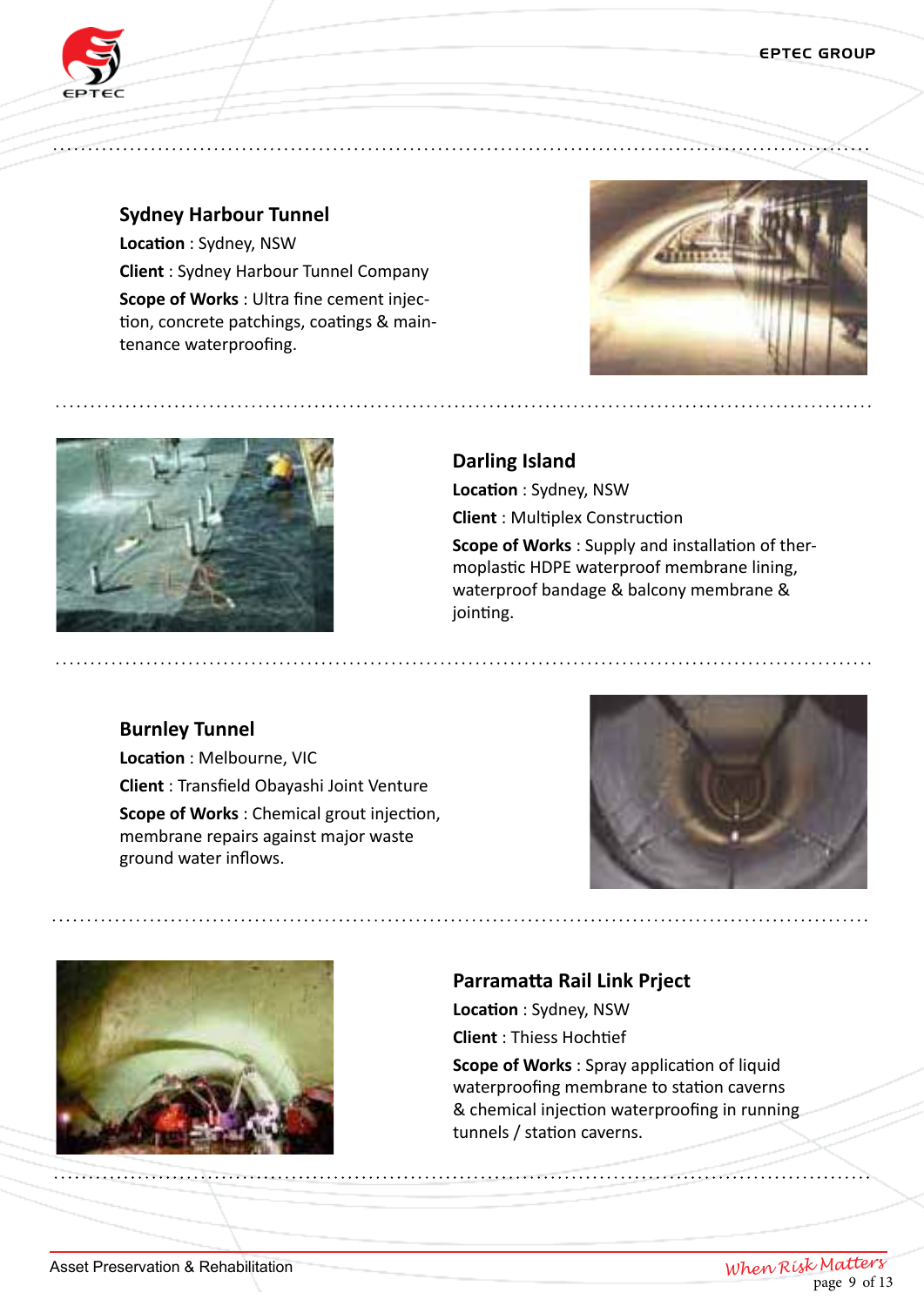## Sydney Harbour Tunnel

**Location** : Sydney, NSW

**Client** : Sydney Harbour Tunnel Company

**Scope of Works** : Ultra fine cement injection, concrete patchings, coatings & maintenance waterproofing.

## Darling Island

**Location** : Sydney, NSW

**Client** : Multiplex Construction

**Scope of Works** : Supply and installation of thermoplastic HDPE waterproof membrane lining, waterproof bandage & balcony membrane & jointing.

## Burnley Tunnel

**Location** : Melbourne, VIC

**Client** : Transfield Obayashi Joint Venture

**Scope of Works** : Chemical grout injection, membrane repairs against major waste ground water inflows.

## Parramatta Rail Link Prject

**Location** : Sydney, NSW

**Client** : Thiess Hochtief

**Scope of Works** : Spray application of liquid waterproofing membrane to station caverns & chemical injection waterproofing in running tunnels / station caverns.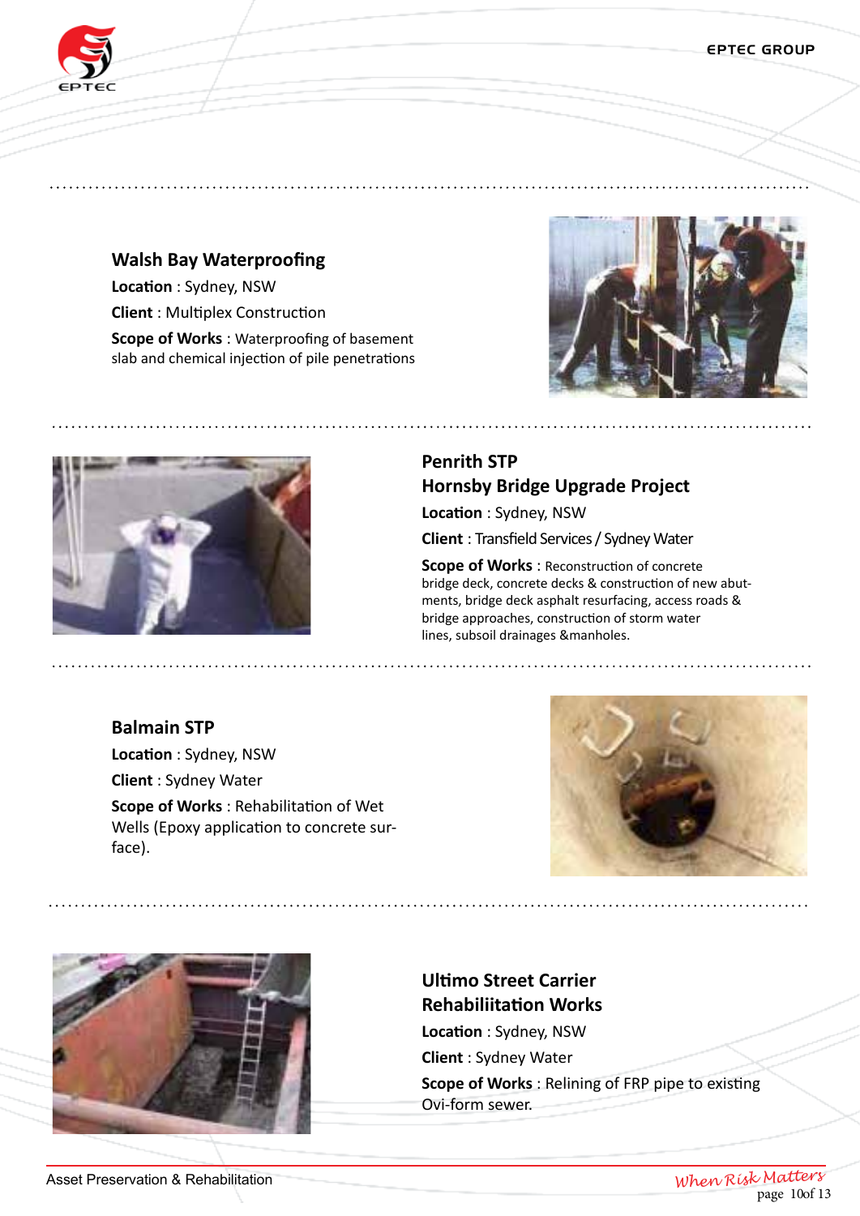## Walsh Bay Waterproofing

**Location** : Sydney, NSW

**Client** : Multiplex Construction

**Scope of Works** : Waterproofing of basement slab and chemical injection of pile penetrations

## Penrith STP
## Hornsby Bridge Upgrade Project

**Location** : Sydney, NSW

**Client** : Transfield Services / Sydney Water

**Scope of Works** : Reconstruction of concrete bridge deck, concrete decks & construction of new abutments, bridge deck asphalt resurfacing, access roads & bridge approaches, construction of storm water lines, subsoil drainages &manholes.

## Balmain STP

**Location** : Sydney, NSW

**Client** : Sydney Water

**Scope of Works** : Rehabilitation of Wet Wells (Epoxy application to concrete surface).

## Ultimo Street Carrier
## Rehabiliitation Works

**Location** : Sydney, NSW

**Client** : Sydney Water

**Scope of Works** : Relining of FRP pipe to existing Ovi-form sewer.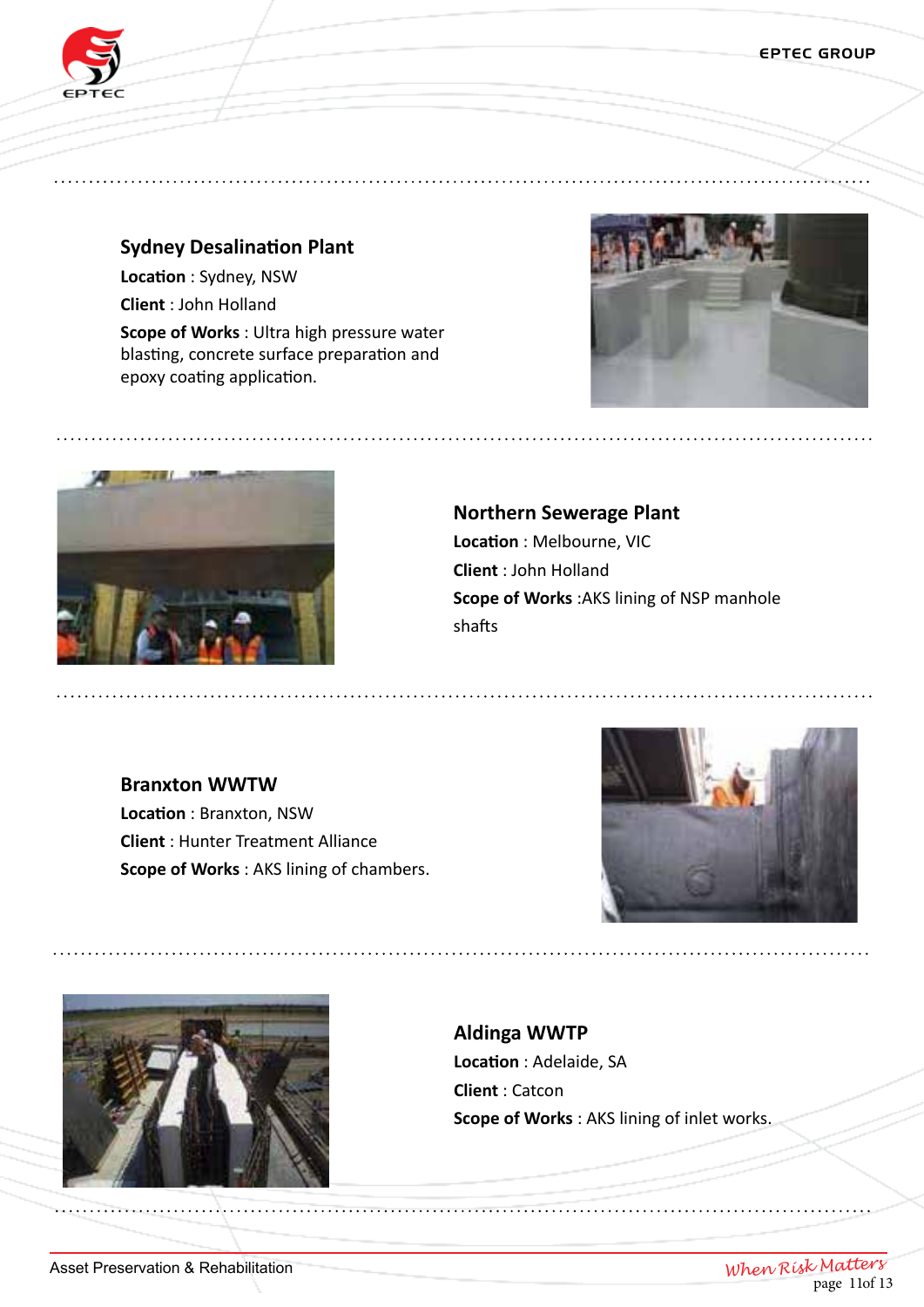## Sydney Desalination Plant

**Location** : Sydney, NSW

**Client** : John Holland

**Scope of Works** : Ultra high pressure water blasting, concrete surface preparation and epoxy coating application.

## Northern Sewerage Plant

**Location** : Melbourne, VIC

**Client** : John Holland

**Scope of Works** :AKS lining of NSP manhole shafts

## Branxton WWTW

**Location** : Branxton, NSW

**Client** : Hunter Treatment Alliance

**Scope of Works** : AKS lining of chambers.

## Aldinga WWTP

**Location** : Adelaide, SA

**Client** : Catcon

**Scope of Works** : AKS lining of inlet works.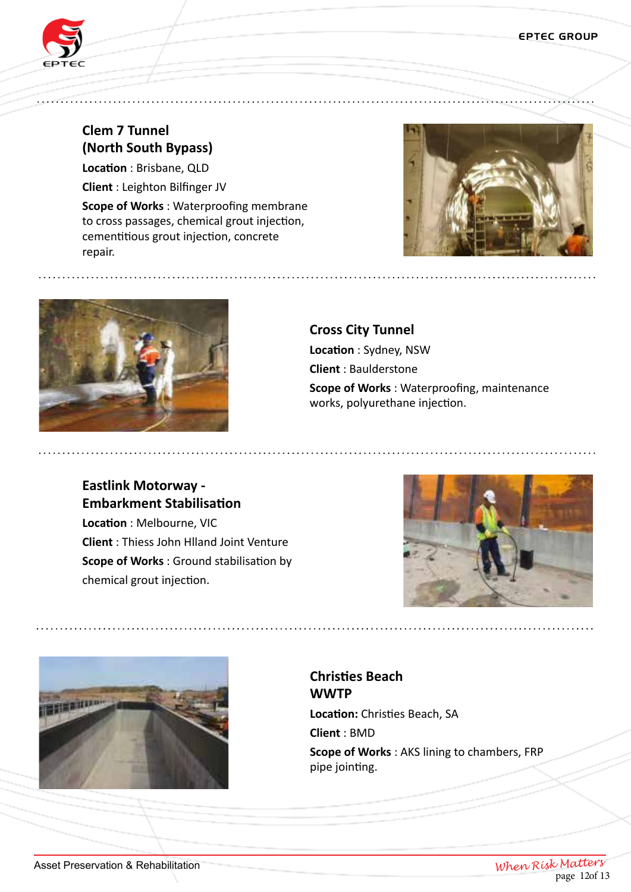## Clem 7 Tunnel (North South Bypass)

**Location** : Brisbane, QLD

**Client** : Leighton Bilfinger JV

**Scope of Works** : Waterproofing membrane to cross passages, chemical grout injection, cementitious grout injection, concrete repair.

## Cross City Tunnel

**Location** : Sydney, NSW

**Client** : Baulderstone

**Scope of Works** : Waterproofing, maintenance works, polyurethane injection.

## Eastlink Motorway - Embarkment Stabilisation

**Location** : Melbourne, VIC

**Client** : Thiess John Hlland Joint Venture

**Scope of Works** : Ground stabilisation by chemical grout injection.

## Christies Beach WWTP

**Location:** Christies Beach, SA

**Client** : BMD

**Scope of Works** : AKS lining to chambers, FRP pipe jointing.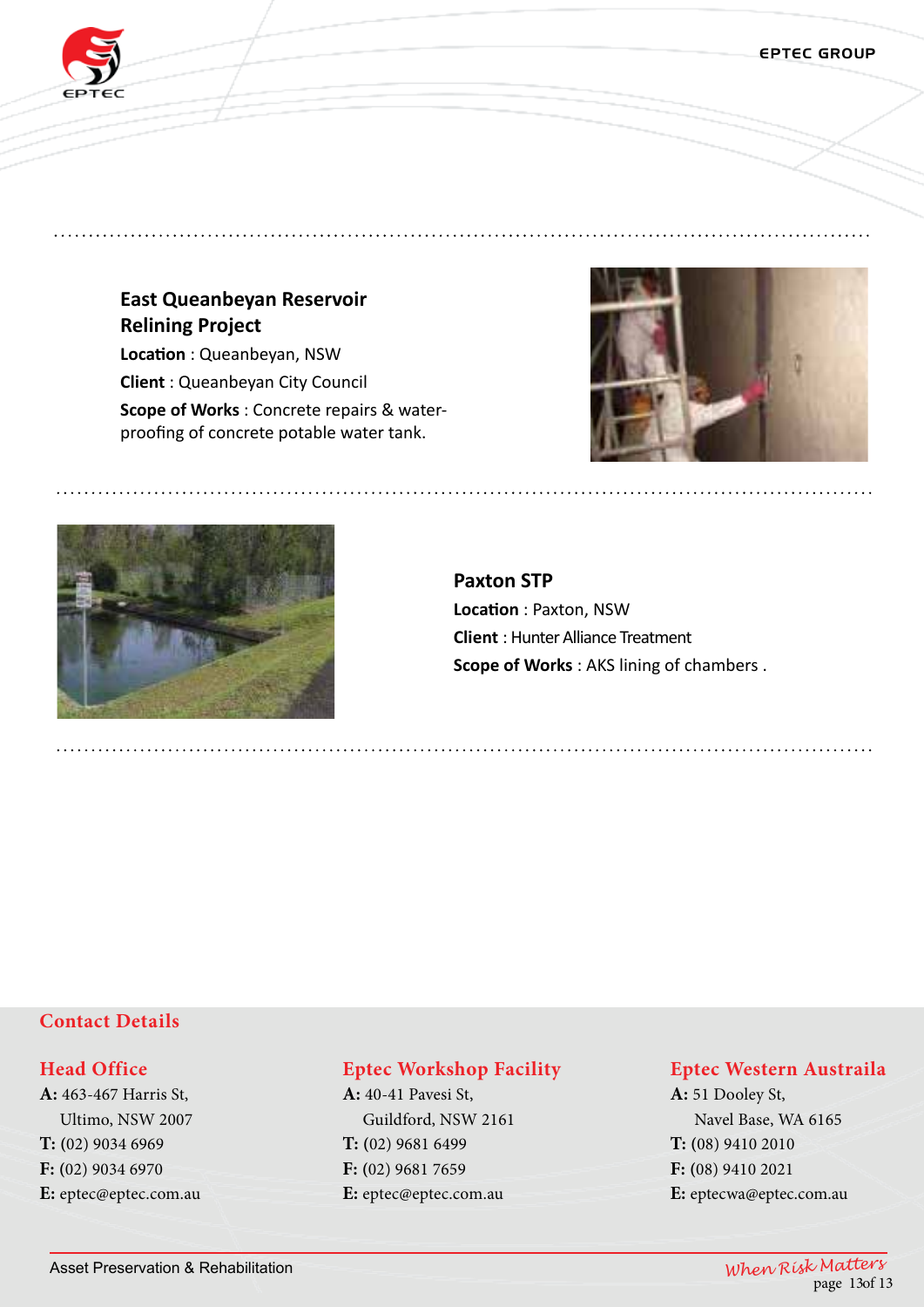## East Queanbeyan Reservoir Relining Project

**Location** : Queanbeyan, NSW

**Client** : Queanbeyan City Council

**Scope of Works** : Concrete repairs & water-proofing of concrete potable water tank.

## Paxton STP

**Location** : Paxton, NSW

**Client** : Hunter Alliance Treatment

**Scope of Works** : AKS lining of chambers .

## Contact Details

### Head Office

**A:** 463-467 Harris St,
Ultimo, NSW 2007
**T:** (02) 9034 6969
**F:** (02) 9034 6970
**E:** eptec@eptec.com.au

### Eptec Workshop Facility

**A:** 40-41 Pavesi St,
Guildford, NSW 2161
**T:** (02) 9681 6499
**F:** (02) 9681 7659
**E:** eptec@eptec.com.au

### Eptec Western Austraila

**A:** 51 Dooley St,
Navel Base, WA 6165
**T:** (08) 9410 2010
**F:** (08) 9410 2021
**E:** eptecwa@eptec.com.au